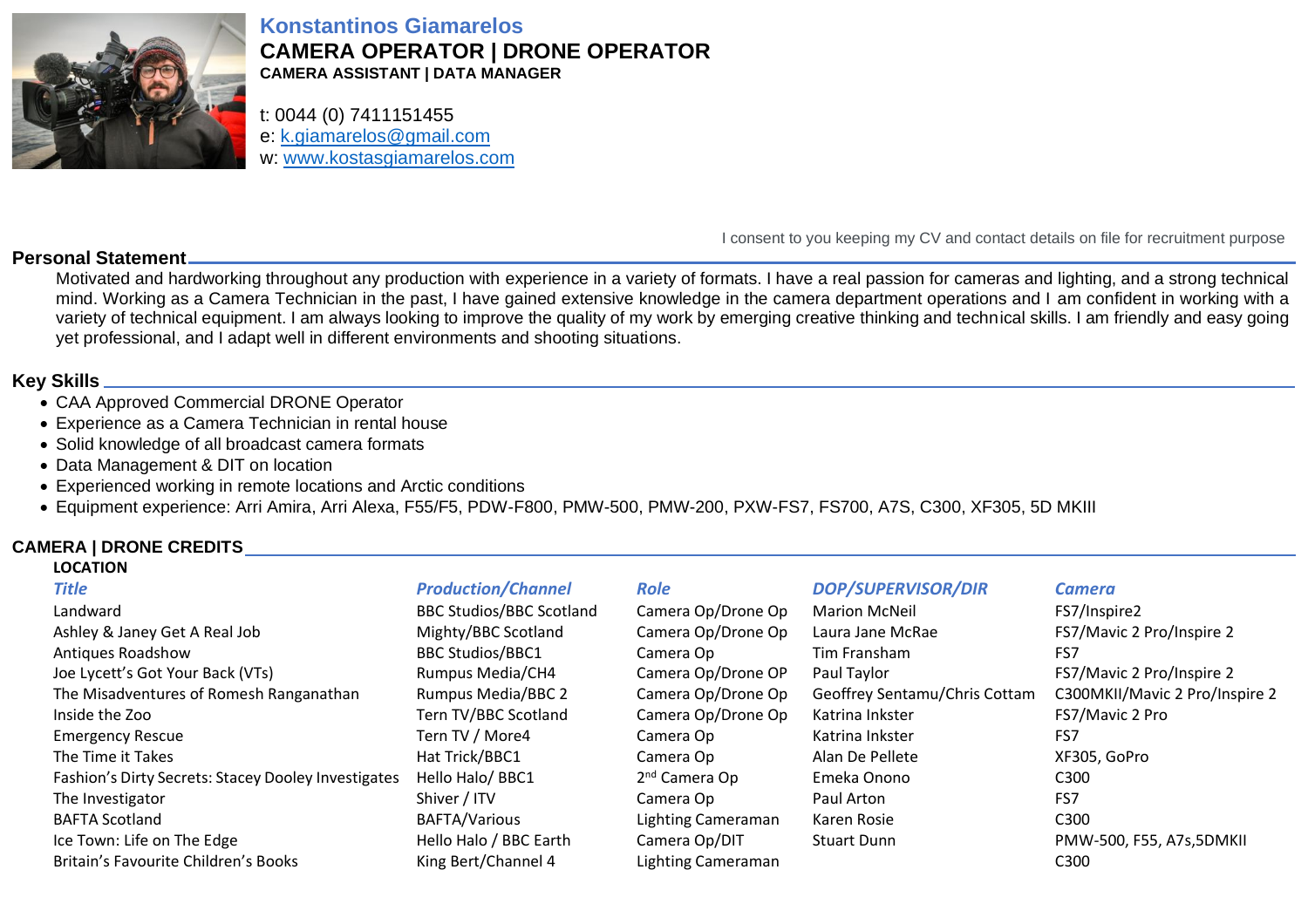# Konstantinos Giamarelos

## CAMERA OPERATOR | DRONE OPERATOR

**CAMERA ASSISTANT | DATA MANAGER**

t: 0044 (0) 7411151455
e: k.giamarelos@gmail.com
w: www.kostasgiamarelos.com

I consent to you keeping my CV and contact details on file for recruitment purpose

## Personal Statement

Motivated and hardworking throughout any production with experience in a variety of formats. I have a real passion for cameras and lighting, and a strong technical mind. Working as a Camera Technician in the past, I have gained extensive knowledge in the camera department operations and I am confident in working with a variety of technical equipment. I am always looking to improve the quality of my work by emerging creative thinking and technical skills. I am friendly and easy going yet professional, and I adapt well in different environments and shooting situations.

## Key Skills

- CAA Approved Commercial DRONE Operator
- Experience as a Camera Technician in rental house
- Solid knowledge of all broadcast camera formats
- Data Management & DIT on location
- Experienced working in remote locations and Arctic conditions
- Equipment experience: Arri Amira, Arri Alexa, F55/F5, PDW-F800, PMW-500, PMW-200, PXW-FS7, FS700, A7S, C300, XF305, 5D MKIII

## CAMERA | DRONE CREDITS

**LOCATION**

| *Title* | *Production/Channel* | *Role* | *DOP/SUPERVISOR/DIR* | *Camera* |
|---|---|---|---|---|
| Landward | BBC Studios/BBC Scotland | Camera Op/Drone Op | Marion McNeil | FS7/Inspire2 |
| Ashley & Janey Get A Real Job | Mighty/BBC Scotland | Camera Op/Drone Op | Laura Jane McRae | FS7/Mavic 2 Pro/Inspire 2 |
| Antiques Roadshow | BBC Studios/BBC1 | Camera Op | Tim Fransham | FS7 |
| Joe Lycett's Got Your Back (VTs) | Rumpus Media/CH4 | Camera Op/Drone OP | Paul Taylor | FS7/Mavic 2 Pro/Inspire 2 |
| The Misadventures of Romesh Ranganathan | Rumpus Media/BBC 2 | Camera Op/Drone Op | Geoffrey Sentamu/Chris Cottam | C300MKII/Mavic 2 Pro/Inspire 2 |
| Inside the Zoo | Tern TV/BBC Scotland | Camera Op/Drone Op | Katrina Inkster | FS7/Mavic 2 Pro |
| Emergency Rescue | Tern TV / More4 | Camera Op | Katrina Inkster | FS7 |
| The Time it Takes | Hat Trick/BBC1 | Camera Op | Alan De Pellete | XF305, GoPro |
| Fashion's Dirty Secrets: Stacey Dooley Investigates | Hello Halo/ BBC1 | 2nd Camera Op | Emeka Onono | C300 |
| The Investigator | Shiver / ITV | Camera Op | Paul Arton | FS7 |
| BAFTA Scotland | BAFTA/Various | Lighting Cameraman | Karen Rosie | C300 |
| Ice Town: Life on The Edge | Hello Halo / BBC Earth | Camera Op/DIT | Stuart Dunn | PMW-500, F55, A7s,5DMKII |
| Britain's Favourite Children's Books | King Bert/Channel 4 | Lighting Cameraman | | C300 |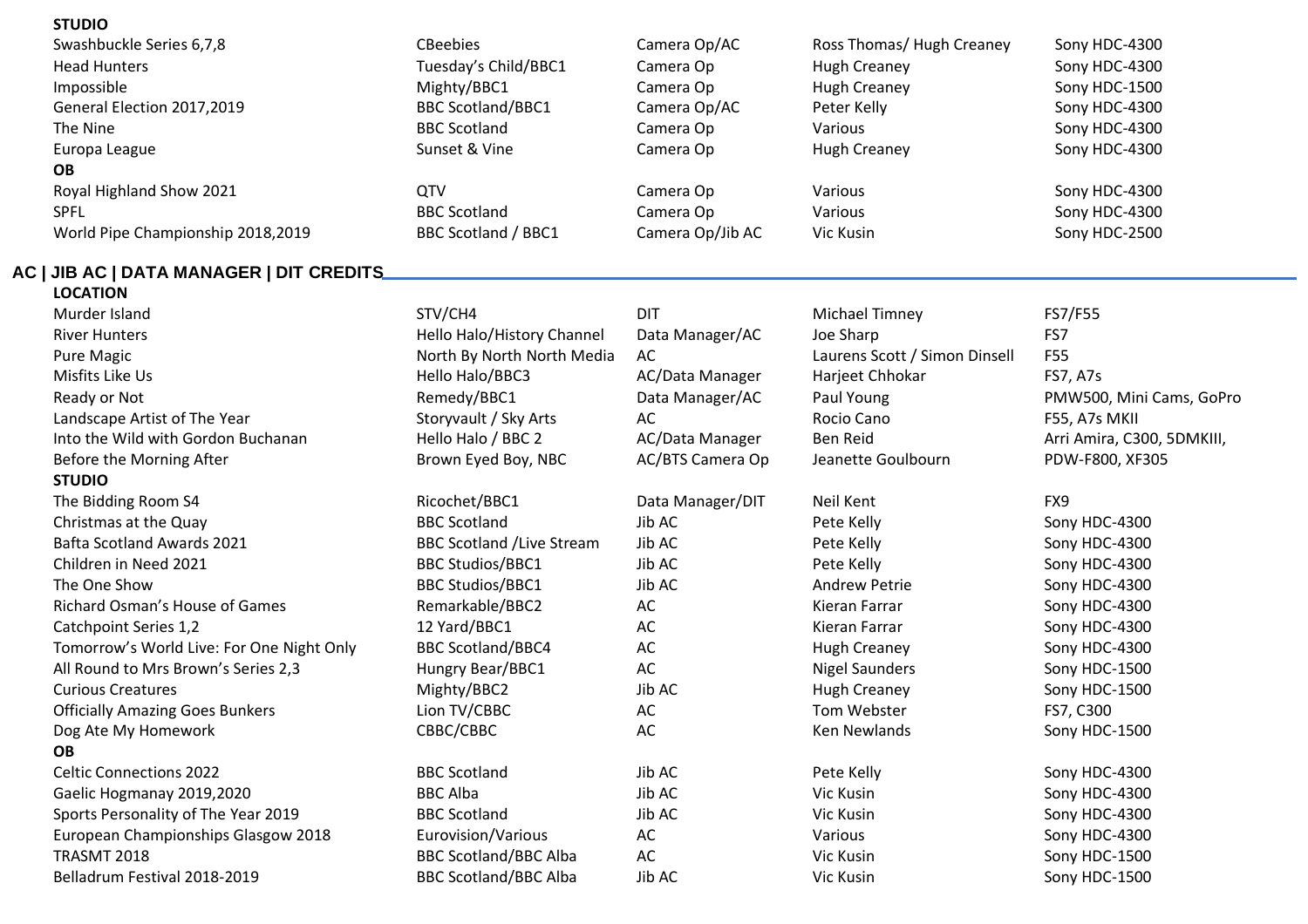**STUDIO**

| | | | | |
|---|---|---|---|---|
| Swashbuckle Series 6,7,8 | CBeebies | Camera Op/AC | Ross Thomas/ Hugh Creaney | Sony HDC-4300 |
| Head Hunters | Tuesday's Child/BBC1 | Camera Op | Hugh Creaney | Sony HDC-4300 |
| Impossible | Mighty/BBC1 | Camera Op | Hugh Creaney | Sony HDC-1500 |
| General Election 2017,2019 | BBC Scotland/BBC1 | Camera Op/AC | Peter Kelly | Sony HDC-4300 |
| The Nine | BBC Scotland | Camera Op | Various | Sony HDC-4300 |
| Europa League | Sunset & Vine | Camera Op | Hugh Creaney | Sony HDC-4300 |

**OB**

| | | | | |
|---|---|---|---|---|
| Royal Highland Show 2021 | QTV | Camera Op | Various | Sony HDC-4300 |
| SPFL | BBC Scotland | Camera Op | Various | Sony HDC-4300 |
| World Pipe Championship 2018,2019 | BBC Scotland / BBC1 | Camera Op/Jib AC | Vic Kusin | Sony HDC-2500 |

## AC | JIB AC | DATA MANAGER | DIT CREDITS

**LOCATION**

| | | | | |
|---|---|---|---|---|
| Murder Island | STV/CH4 | DIT | Michael Timney | FS7/F55 |
| River Hunters | Hello Halo/History Channel | Data Manager/AC | Joe Sharp | FS7 |
| Pure Magic | North By North North Media | AC | Laurens Scott / Simon Dinsell | F55 |
| Misfits Like Us | Hello Halo/BBC3 | AC/Data Manager | Harjeet Chhokar | FS7, A7s |
| Ready or Not | Remedy/BBC1 | Data Manager/AC | Paul Young | PMW500, Mini Cams, GoPro |
| Landscape Artist of The Year | Storyvault / Sky Arts | AC | Rocio Cano | F55, A7s MKII |
| Into the Wild with Gordon Buchanan | Hello Halo / BBC 2 | AC/Data Manager | Ben Reid | Arri Amira, C300, 5DMKIII, |
| Before the Morning After | Brown Eyed Boy, NBC | AC/BTS Camera Op | Jeanette Goulbourn | PDW-F800, XF305 |

**STUDIO**

| | | | | |
|---|---|---|---|---|
| The Bidding Room S4 | Ricochet/BBC1 | Data Manager/DIT | Neil Kent | FX9 |
| Christmas at the Quay | BBC Scotland | Jib AC | Pete Kelly | Sony HDC-4300 |
| Bafta Scotland Awards 2021 | BBC Scotland /Live Stream | Jib AC | Pete Kelly | Sony HDC-4300 |
| Children in Need 2021 | BBC Studios/BBC1 | Jib AC | Pete Kelly | Sony HDC-4300 |
| The One Show | BBC Studios/BBC1 | Jib AC | Andrew Petrie | Sony HDC-4300 |
| Richard Osman's House of Games | Remarkable/BBC2 | AC | Kieran Farrar | Sony HDC-4300 |
| Catchpoint Series 1,2 | 12 Yard/BBC1 | AC | Kieran Farrar | Sony HDC-4300 |
| Tomorrow's World Live: For One Night Only | BBC Scotland/BBC4 | AC | Hugh Creaney | Sony HDC-4300 |
| All Round to Mrs Brown's Series 2,3 | Hungry Bear/BBC1 | AC | Nigel Saunders | Sony HDC-1500 |
| Curious Creatures | Mighty/BBC2 | Jib AC | Hugh Creaney | Sony HDC-1500 |
| Officially Amazing Goes Bunkers | Lion TV/CBBC | AC | Tom Webster | FS7, C300 |
| Dog Ate My Homework | CBBC/CBBC | AC | Ken Newlands | Sony HDC-1500 |

**OB**

| | | | | |
|---|---|---|---|---|
| Celtic Connections 2022 | BBC Scotland | Jib AC | Pete Kelly | Sony HDC-4300 |
| Gaelic Hogmanay 2019,2020 | BBC Alba | Jib AC | Vic Kusin | Sony HDC-4300 |
| Sports Personality of The Year 2019 | BBC Scotland | Jib AC | Vic Kusin | Sony HDC-4300 |
| European Championships Glasgow 2018 | Eurovision/Various | AC | Various | Sony HDC-4300 |
| TRASMT 2018 | BBC Scotland/BBC Alba | AC | Vic Kusin | Sony HDC-1500 |
| Belladrum Festival 2018-2019 | BBC Scotland/BBC Alba | Jib AC | Vic Kusin | Sony HDC-1500 |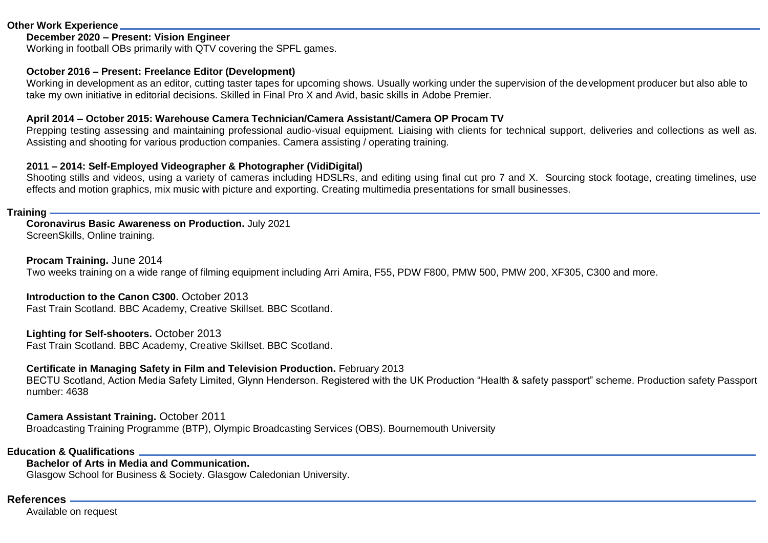## Other Work Experience

**December 2020 – Present: Vision Engineer**

Working in football OBs primarily with QTV covering the SPFL games.

**October 2016 – Present: Freelance Editor (Development)**

Working in development as an editor, cutting taster tapes for upcoming shows. Usually working under the supervision of the development producer but also able to take my own initiative in editorial decisions. Skilled in Final Pro X and Avid, basic skills in Adobe Premier.

**April 2014 – October 2015: Warehouse Camera Technician/Camera Assistant/Camera OP Procam TV**

Prepping testing assessing and maintaining professional audio-visual equipment. Liaising with clients for technical support, deliveries and collections as well as. Assisting and shooting for various production companies. Camera assisting / operating training.

**2011 – 2014: Self-Employed Videographer & Photographer (VidiDigital)**

Shooting stills and videos, using a variety of cameras including HDSLRs, and editing using final cut pro 7 and X. Sourcing stock footage, creating timelines, use effects and motion graphics, mix music with picture and exporting. Creating multimedia presentations for small businesses.

## Training

**Coronavirus Basic Awareness on Production.** July 2021
ScreenSkills, Online training.

**Procam Training.** June 2014
Two weeks training on a wide range of filming equipment including Arri Amira, F55, PDW F800, PMW 500, PMW 200, XF305, C300 and more.

**Introduction to the Canon C300.** October 2013
Fast Train Scotland. BBC Academy, Creative Skillset. BBC Scotland.

**Lighting for Self-shooters.** October 2013
Fast Train Scotland. BBC Academy, Creative Skillset. BBC Scotland.

**Certificate in Managing Safety in Film and Television Production.** February 2013
BECTU Scotland, Action Media Safety Limited, Glynn Henderson. Registered with the UK Production "Health & safety passport" scheme. Production safety Passport number: 4638

**Camera Assistant Training.** October 2011
Broadcasting Training Programme (BTP), Olympic Broadcasting Services (OBS). Bournemouth University

## Education & Qualifications

**Bachelor of Arts in Media and Communication.**
Glasgow School for Business & Society. Glasgow Caledonian University.

## References

Available on request